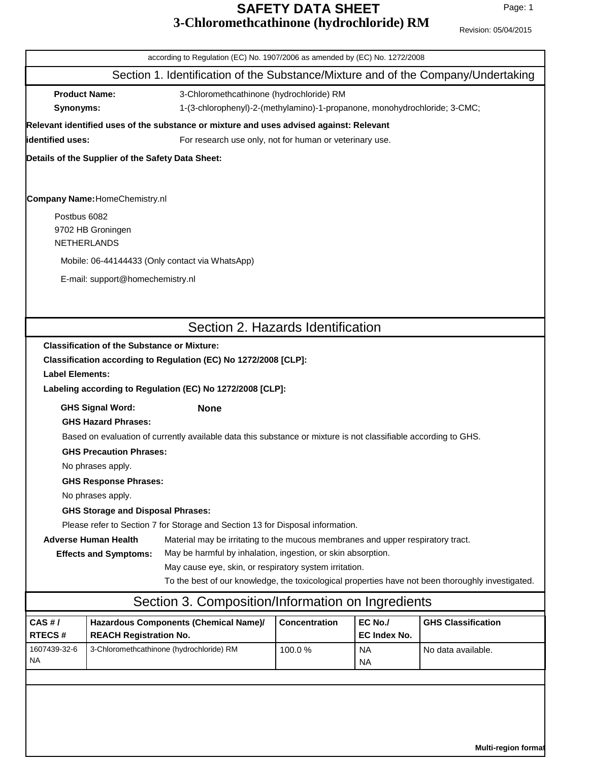# SAFETY DATA SHEET
# 3-Chloromethcathinone (hydrochloride) RM

Revision: 05/04/2015

according to Regulation (EC) No. 1907/2006 as amended by (EC) No. 1272/2008

## Section 1. Identification of the Substance/Mixture and of the Company/Undertaking

**Product Name:** 3-Chloromethcathinone (hydrochloride) RM

**Synonyms:** 1-(3-chlorophenyl)-2-(methylamino)-1-propanone, monohydrochloride; 3-CMC;

**Relevant identified uses of the substance or mixture and uses advised against: Relevant identified uses:** For research use only, not for human or veterinary use.

**Details of the Supplier of the Safety Data Sheet:**

**Company Name:** HomeChemistry.nl

Postbus 6082
9702 HB Groningen
NETHERLANDS

Mobile: 06-44144433 (Only contact via WhatsApp)

E-mail: support@homechemistry.nl

## Section 2. Hazards Identification

**Classification of the Substance or Mixture:**

**Classification according to Regulation (EC) No 1272/2008 [CLP]:**

**Label Elements:**

**Labeling according to Regulation (EC) No 1272/2008 [CLP]:**

**GHS Signal Word:** **None**

**GHS Hazard Phrases:**

Based on evaluation of currently available data this substance or mixture is not classifiable according to GHS.

**GHS Precaution Phrases:**

No phrases apply.

**GHS Response Phrases:**

No phrases apply.

**GHS Storage and Disposal Phrases:**

Please refer to Section 7 for Storage and Section 13 for Disposal information.

**Adverse Human Health Effects and Symptoms:**

Material may be irritating to the mucous membranes and upper respiratory tract.
May be harmful by inhalation, ingestion, or skin absorption.
May cause eye, skin, or respiratory system irritation.
To the best of our knowledge, the toxicological properties have not been thoroughly investigated.

## Section 3. Composition/Information on Ingredients

| CAS # / RTECS # | Hazardous Components (Chemical Name)/ REACH Registration No. | Concentration | EC No./ EC Index No. | GHS Classification |
|---|---|---|---|---|
| 1607439-32-6 NA | 3-Chloromethcathinone (hydrochloride) RM | 100.0 % | NA NA | No data available. |

Multi-region format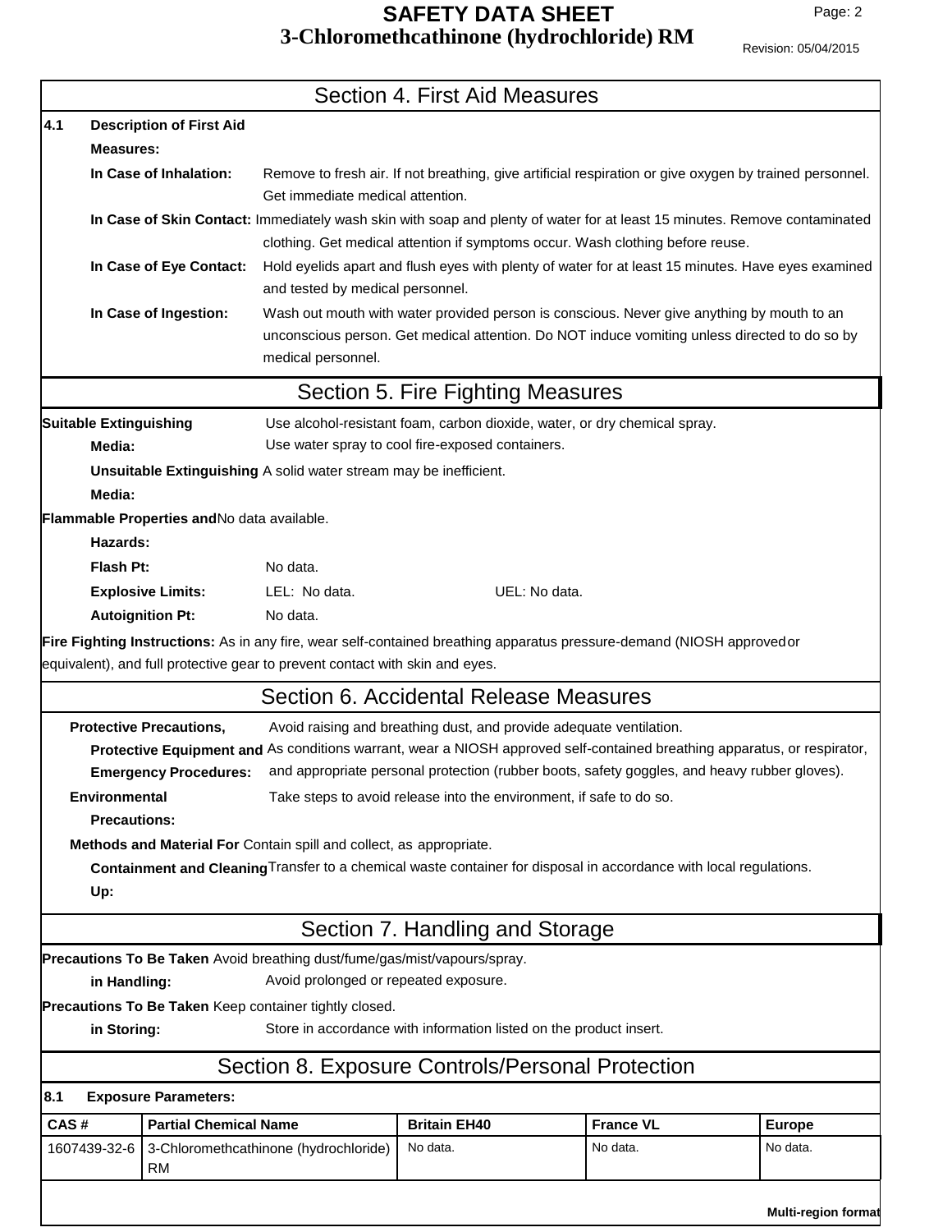## Section 4. First Aid Measures

**4.1 Description of First Aid Measures:**

**In Case of Inhalation:** Remove to fresh air. If not breathing, give artificial respiration or give oxygen by trained personnel. Get immediate medical attention.

**In Case of Skin Contact:** Immediately wash skin with soap and plenty of water for at least 15 minutes. Remove contaminated clothing. Get medical attention if symptoms occur. Wash clothing before reuse.

**In Case of Eye Contact:** Hold eyelids apart and flush eyes with plenty of water for at least 15 minutes. Have eyes examined and tested by medical personnel.

**In Case of Ingestion:** Wash out mouth with water provided person is conscious. Never give anything by mouth to an unconscious person. Get medical attention. Do NOT induce vomiting unless directed to do so by medical personnel.

## Section 5. Fire Fighting Measures

**Suitable Extinguishing Media:** Use alcohol-resistant foam, carbon dioxide, water, or dry chemical spray. Use water spray to cool fire-exposed containers.

**Unsuitable Extinguishing Media:** A solid water stream may be inefficient.

**Flammable Properties and Hazards:** No data available.

**Flash Pt:** No data.

**Explosive Limits:** LEL: No data. UEL: No data.

**Autoignition Pt:** No data.

**Fire Fighting Instructions:** As in any fire, wear self-contained breathing apparatus pressure-demand (NIOSH approved or equivalent), and full protective gear to prevent contact with skin and eyes.

## Section 6. Accidental Release Measures

**Protective Precautions,** Avoid raising and breathing dust, and provide adequate ventilation.

**Protective Equipment and Emergency Procedures:** As conditions warrant, wear a NIOSH approved self-contained breathing apparatus, or respirator, and appropriate personal protection (rubber boots, safety goggles, and heavy rubber gloves).

**Environmental Precautions:** Take steps to avoid release into the environment, if safe to do so.

**Methods and Material For Containment and Cleaning Up:** Contain spill and collect, as appropriate. Transfer to a chemical waste container for disposal in accordance with local regulations.

## Section 7. Handling and Storage

**Precautions To Be Taken in Handling:** Avoid breathing dust/fume/gas/mist/vapours/spray. Avoid prolonged or repeated exposure.

**Precautions To Be Taken in Storing:** Keep container tightly closed. Store in accordance with information listed on the product insert.

## Section 8. Exposure Controls/Personal Protection

**8.1 Exposure Parameters:**

| CAS # | Partial Chemical Name | Britain EH40 | France VL | Europe |
|---|---|---|---|---|
| 1607439-32-6 | 3-Chloromethcathinone (hydrochloride) RM | No data. | No data. | No data. |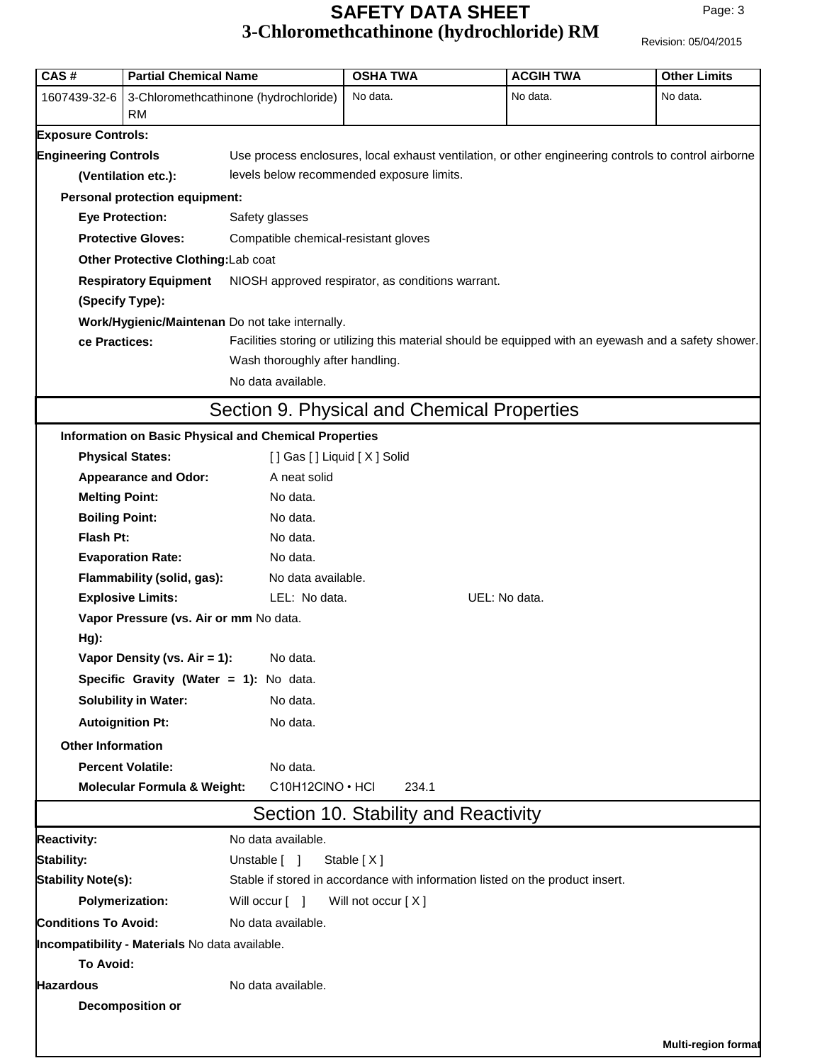| CAS # | Partial Chemical Name | OSHA TWA | ACGIH TWA | Other Limits |
|---|---|---|---|---|
| 1607439-32-6 | 3-Chloromethcathinone (hydrochloride) RM | No data. | No data. | No data. |

**Exposure Controls:**

**Engineering Controls (Ventilation etc.):** Use process enclosures, local exhaust ventilation, or other engineering controls to control airborne levels below recommended exposure limits.

**Personal protection equipment:**

**Eye Protection:** Safety glasses

**Protective Gloves:** Compatible chemical-resistant gloves

**Other Protective Clothing:** Lab coat

**Respiratory Equipment (Specify Type):** NIOSH approved respirator, as conditions warrant.

**Work/Hygienic/Maintenance Practices:** Do not take internally.
Facilities storing or utilizing this material should be equipped with an eyewash and a safety shower.
Wash thoroughly after handling.
No data available.

## Section 9. Physical and Chemical Properties

**Information on Basic Physical and Chemical Properties**

**Physical States:** [ ] Gas [ ] Liquid [ X ] Solid

**Appearance and Odor:** A neat solid

**Melting Point:** No data.

**Boiling Point:** No data.

**Flash Pt:** No data.

**Evaporation Rate:** No data.

**Flammability (solid, gas):** No data available.

**Explosive Limits:** LEL: No data. UEL: No data.

**Vapor Pressure (vs. Air or mm Hg):** No data.

**Vapor Density (vs. Air = 1):** No data.

**Specific Gravity (Water = 1):** No data.

**Solubility in Water:** No data.

**Autoignition Pt:** No data.

**Other Information**

**Percent Volatile:** No data.

**Molecular Formula & Weight:** $C_{10}H_{12}ClNO \cdot HCl$ 234.1

## Section 10. Stability and Reactivity

**Reactivity:** No data available.

**Stability:** Unstable [ ] Stable [ X ]

**Stability Note(s):** Stable if stored in accordance with information listed on the product insert.

**Polymerization:** Will occur [ ] Will not occur [ X ]

**Conditions To Avoid:** No data available.

**Incompatibility - Materials To Avoid:** No data available.

**Hazardous Decomposition or** No data available.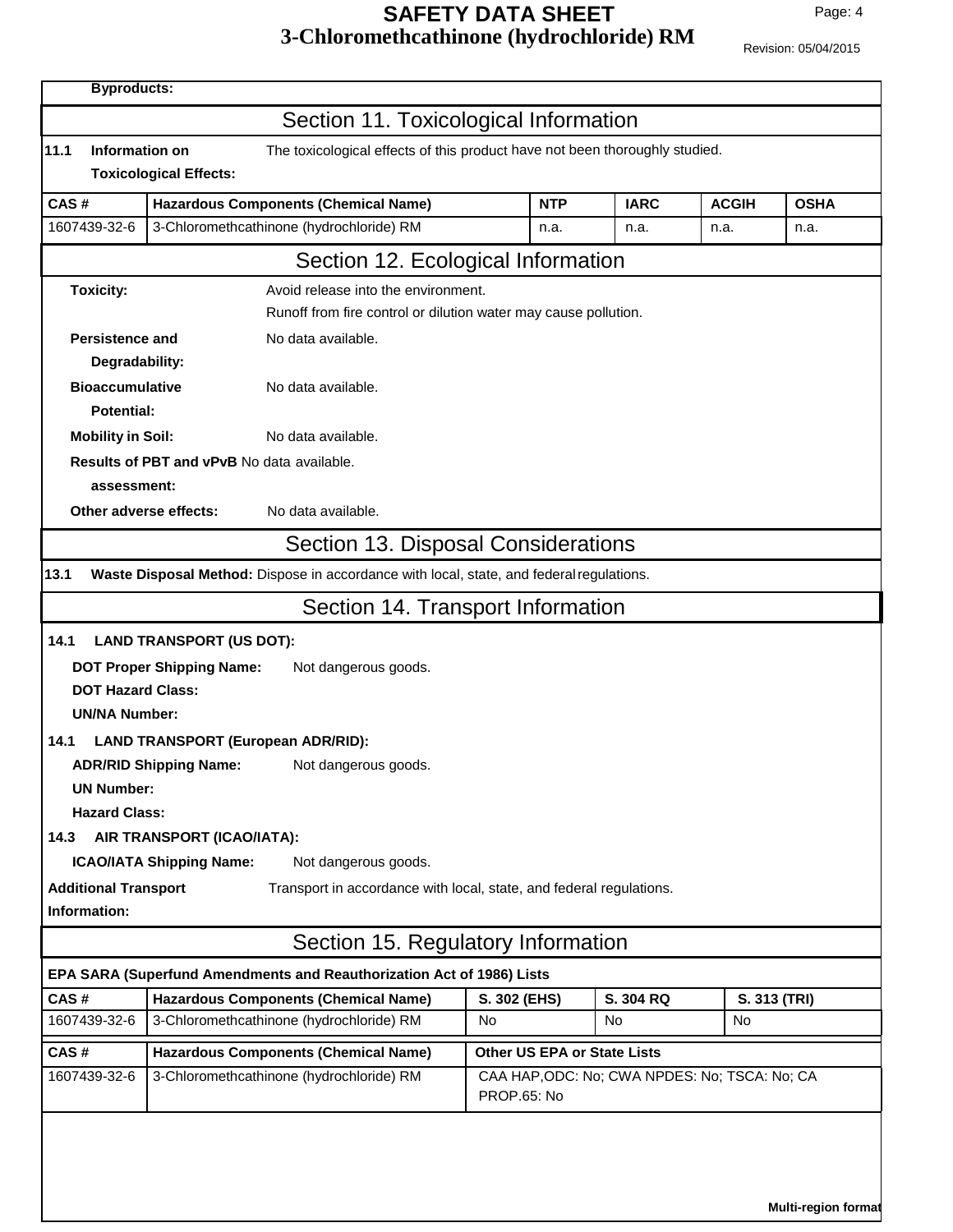**Byproducts:**

## Section 11. Toxicological Information

**11.1 Information on Toxicological Effects:** The toxicological effects of this product have not been thoroughly studied.

| CAS # | Hazardous Components (Chemical Name) | NTP | IARC | ACGIH | OSHA |
|---|---|---|---|---|---|
| 1607439-32-6 | 3-Chloromethcathinone (hydrochloride) RM | n.a. | n.a. | n.a. | n.a. |

## Section 12. Ecological Information

**Toxicity:** Avoid release into the environment.
Runoff from fire control or dilution water may cause pollution.

**Persistence and Degradability:** No data available.

**Bioaccumulative Potential:** No data available.

**Mobility in Soil:** No data available.

**Results of PBT and vPvB assessment:** No data available.

**Other adverse effects:** No data available.

## Section 13. Disposal Considerations

**13.1 Waste Disposal Method:** Dispose in accordance with local, state, and federal regulations.

## Section 14. Transport Information

**14.1 LAND TRANSPORT (US DOT):**

**DOT Proper Shipping Name:** Not dangerous goods.

**DOT Hazard Class:**

**UN/NA Number:**

**14.1 LAND TRANSPORT (European ADR/RID):**

**ADR/RID Shipping Name:** Not dangerous goods.

**UN Number:**

**Hazard Class:**

**14.3 AIR TRANSPORT (ICAO/IATA):**

**ICAO/IATA Shipping Name:** Not dangerous goods.

**Additional Transport Information:** Transport in accordance with local, state, and federal regulations.

## Section 15. Regulatory Information

**EPA SARA (Superfund Amendments and Reauthorization Act of 1986) Lists**

| CAS # | Hazardous Components (Chemical Name) | S. 302 (EHS) | S. 304 RQ | S. 313 (TRI) |
|---|---|---|---|---|
| 1607439-32-6 | 3-Chloromethcathinone (hydrochloride) RM | No | No | No |

| CAS # | Hazardous Components (Chemical Name) | Other US EPA or State Lists |
|---|---|---|
| 1607439-32-6 | 3-Chloromethcathinone (hydrochloride) RM | CAA HAP,ODC: No; CWA NPDES: No; TSCA: No; CA PROP.65: No |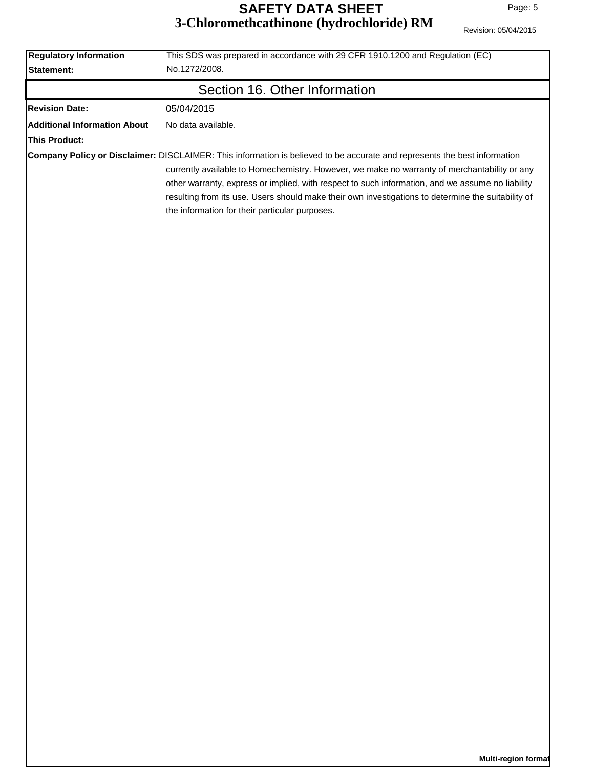**Regulatory Information Statement:** This SDS was prepared in accordance with 29 CFR 1910.1200 and Regulation (EC) No.1272/2008.

## Section 16. Other Information

**Revision Date:** 05/04/2015

**Additional Information About This Product:** No data available.

**Company Policy or Disclaimer:** DISCLAIMER: This information is believed to be accurate and represents the best information currently available to Homechemistry. However, we make no warranty of merchantability or any other warranty, express or implied, with respect to such information, and we assume no liability resulting from its use. Users should make their own investigations to determine the suitability of the information for their particular purposes.

**Multi-region format**